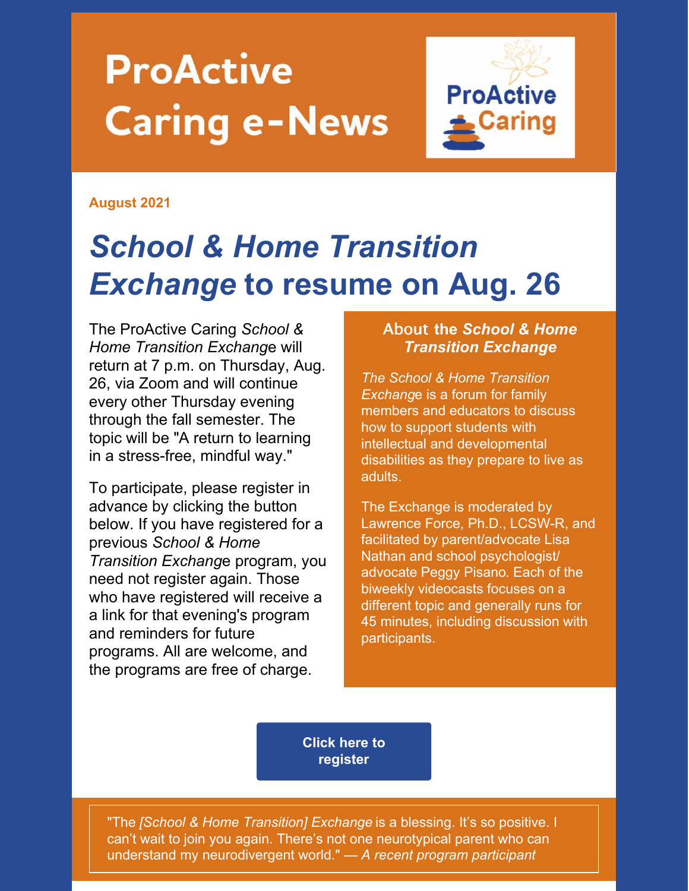# ProActive Caring e-News

**August 2021**

# *School & Home Transition Exchange* to resume on Aug. 26

The ProActive Caring *School & Home Transition Exchange* will return at 7 p.m. on Thursday, Aug. 26, via Zoom and will continue every other Thursday evening through the fall semester. The topic will be "A return to learning in a stress-free, mindful way."

To participate, please register in advance by clicking the button below. If you have registered for a previous *School & Home Transition Exchange* program, you need not register again. Those who have registered will receive a a link for that evening's program and reminders for future programs. All are welcome, and the programs are free of charge.

### About the *School & Home Transition Exchange*

*The School & Home Transition Exchange* is a forum for family members and educators to discuss how to support students with intellectual and developmental disabilities as they prepare to live as adults.

The Exchange is moderated by Lawrence Force, Ph.D., LCSW-R, and facilitated by parent/advocate Lisa Nathan and school psychologist/ advocate Peggy Pisano. Each of the biweekly videocasts focuses on a different topic and generally runs for 45 minutes, including discussion with participants.

**Click here to register**

"The *[School & Home Transition] Exchange* is a blessing. It's so positive. I can't wait to join you again. There's not one neurotypical parent who can understand my neurodivergent world." — *A recent program participant*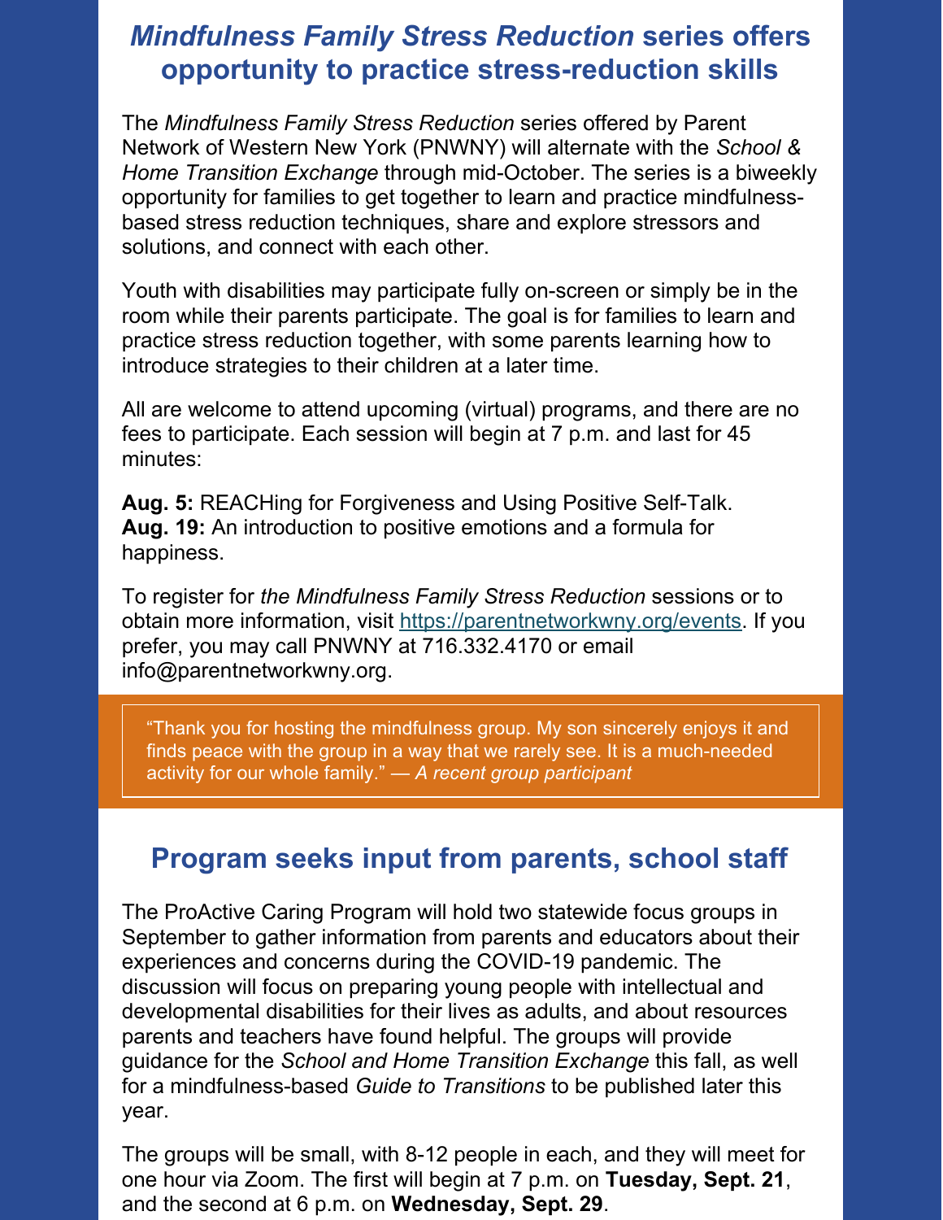## *Mindfulness Family Stress Reduction* series offers opportunity to practice stress-reduction skills

The *Mindfulness Family Stress Reduction* series offered by Parent Network of Western New York (PNWNY) will alternate with the *School & Home Transition Exchange* through mid-October. The series is a biweekly opportunity for families to get together to learn and practice mindfulness-based stress reduction techniques, share and explore stressors and solutions, and connect with each other.

Youth with disabilities may participate fully on-screen or simply be in the room while their parents participate. The goal is for families to learn and practice stress reduction together, with some parents learning how to introduce strategies to their children at a later time.

All are welcome to attend upcoming (virtual) programs, and there are no fees to participate. Each session will begin at 7 p.m. and last for 45 minutes:

**Aug. 5:** REACHing for Forgiveness and Using Positive Self-Talk.
**Aug. 19:** An introduction to positive emotions and a formula for happiness.

To register for *the Mindfulness Family Stress Reduction* sessions or to obtain more information, visit https://parentnetworkwny.org/events. If you prefer, you may call PNWNY at 716.332.4170 or email info@parentnetworkwny.org.

> "Thank you for hosting the mindfulness group. My son sincerely enjoys it and finds peace with the group in a way that we rarely see. It is a much-needed activity for our whole family." — *A recent group participant*

## Program seeks input from parents, school staff

The ProActive Caring Program will hold two statewide focus groups in September to gather information from parents and educators about their experiences and concerns during the COVID-19 pandemic. The discussion will focus on preparing young people with intellectual and developmental disabilities for their lives as adults, and about resources parents and teachers have found helpful. The groups will provide guidance for the *School and Home Transition Exchange* this fall, as well for a mindfulness-based *Guide to Transitions* to be published later this year.

The groups will be small, with 8-12 people in each, and they will meet for one hour via Zoom. The first will begin at 7 p.m. on **Tuesday, Sept. 21**, and the second at 6 p.m. on **Wednesday, Sept. 29**.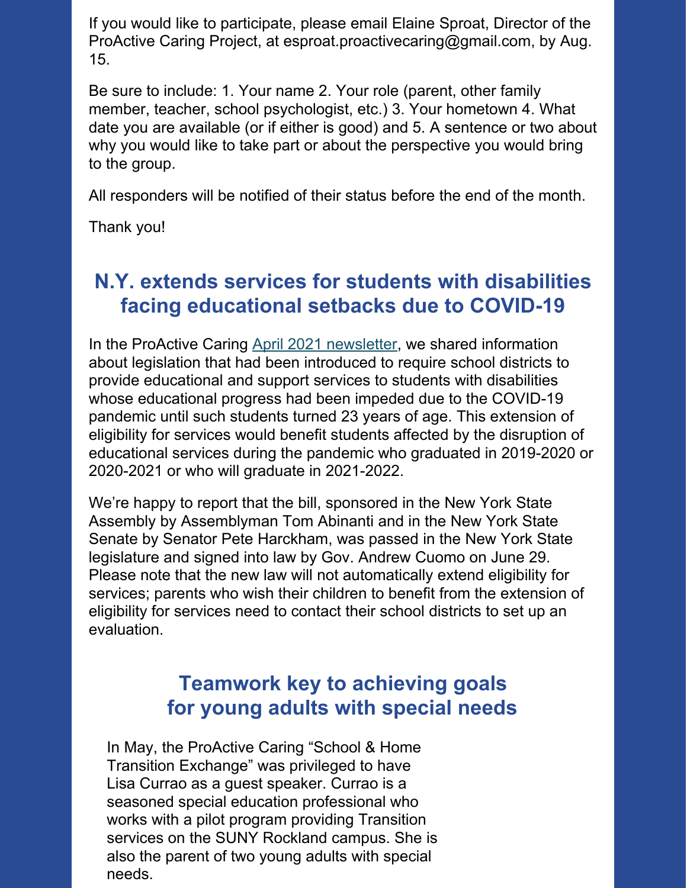If you would like to participate, please email Elaine Sproat, Director of the ProActive Caring Project, at esproat.proactivecaring@gmail.com, by Aug. 15.

Be sure to include: 1. Your name 2. Your role (parent, other family member, teacher, school psychologist, etc.) 3. Your hometown 4. What date you are available (or if either is good) and 5. A sentence or two about why you would like to take part or about the perspective you would bring to the group.

All responders will be notified of their status before the end of the month.

Thank you!

## N.Y. extends services for students with disabilities facing educational setbacks due to COVID-19

In the ProActive Caring April 2021 newsletter, we shared information about legislation that had been introduced to require school districts to provide educational and support services to students with disabilities whose educational progress had been impeded due to the COVID-19 pandemic until such students turned 23 years of age. This extension of eligibility for services would benefit students affected by the disruption of educational services during the pandemic who graduated in 2019-2020 or 2020-2021 or who will graduate in 2021-2022.

We're happy to report that the bill, sponsored in the New York State Assembly by Assemblyman Tom Abinanti and in the New York State Senate by Senator Pete Harckham, was passed in the New York State legislature and signed into law by Gov. Andrew Cuomo on June 29. Please note that the new law will not automatically extend eligibility for services; parents who wish their children to benefit from the extension of eligibility for services need to contact their school districts to set up an evaluation.

## Teamwork key to achieving goals for young adults with special needs

In May, the ProActive Caring "School & Home Transition Exchange" was privileged to have Lisa Currao as a guest speaker. Currao is a seasoned special education professional who works with a pilot program providing Transition services on the SUNY Rockland campus. She is also the parent of two young adults with special needs.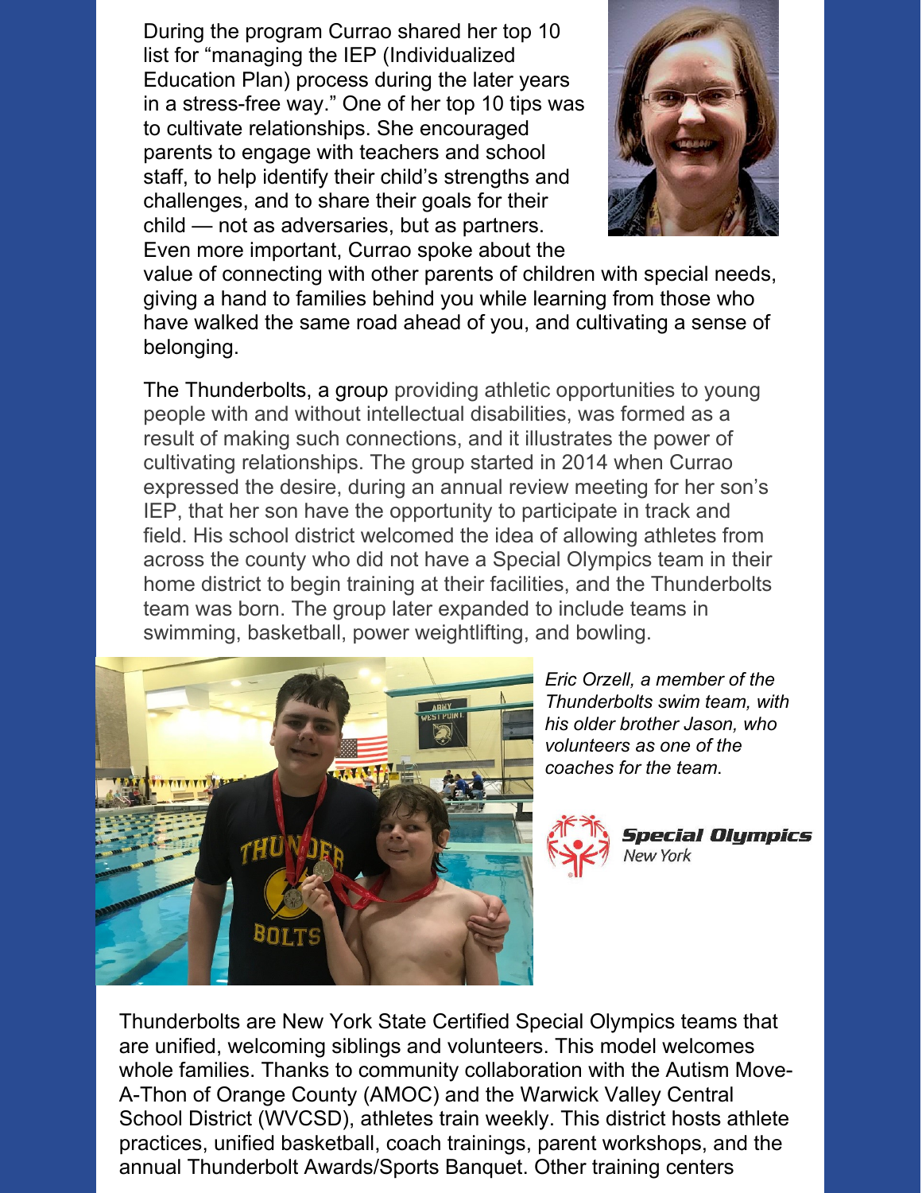During the program Currao shared her top 10 list for "managing the IEP (Individualized Education Plan) process during the later years in a stress-free way." One of her top 10 tips was to cultivate relationships. She encouraged parents to engage with teachers and school staff, to help identify their child's strengths and challenges, and to share their goals for their child — not as adversaries, but as partners. Even more important, Currao spoke about the value of connecting with other parents of children with special needs, giving a hand to families behind you while learning from those who have walked the same road ahead of you, and cultivating a sense of belonging.

The Thunderbolts, a group providing athletic opportunities to young people with and without intellectual disabilities, was formed as a result of making such connections, and it illustrates the power of cultivating relationships. The group started in 2014 when Currao expressed the desire, during an annual review meeting for her son's IEP, that her son have the opportunity to participate in track and field. His school district welcomed the idea of allowing athletes from across the county who did not have a Special Olympics team in their home district to begin training at their facilities, and the Thunderbolts team was born. The group later expanded to include teams in swimming, basketball, power weightlifting, and bowling.

*Eric Orzell, a member of the Thunderbolts swim team, with his older brother Jason, who volunteers as one of the coaches for the team.*

Special Olympics New York

Thunderbolts are New York State Certified Special Olympics teams that are unified, welcoming siblings and volunteers. This model welcomes whole families. Thanks to community collaboration with the Autism Move-A-Thon of Orange County (AMOC) and the Warwick Valley Central School District (WVCSD), athletes train weekly. This district hosts athlete practices, unified basketball, coach trainings, parent workshops, and the annual Thunderbolt Awards/Sports Banquet. Other training centers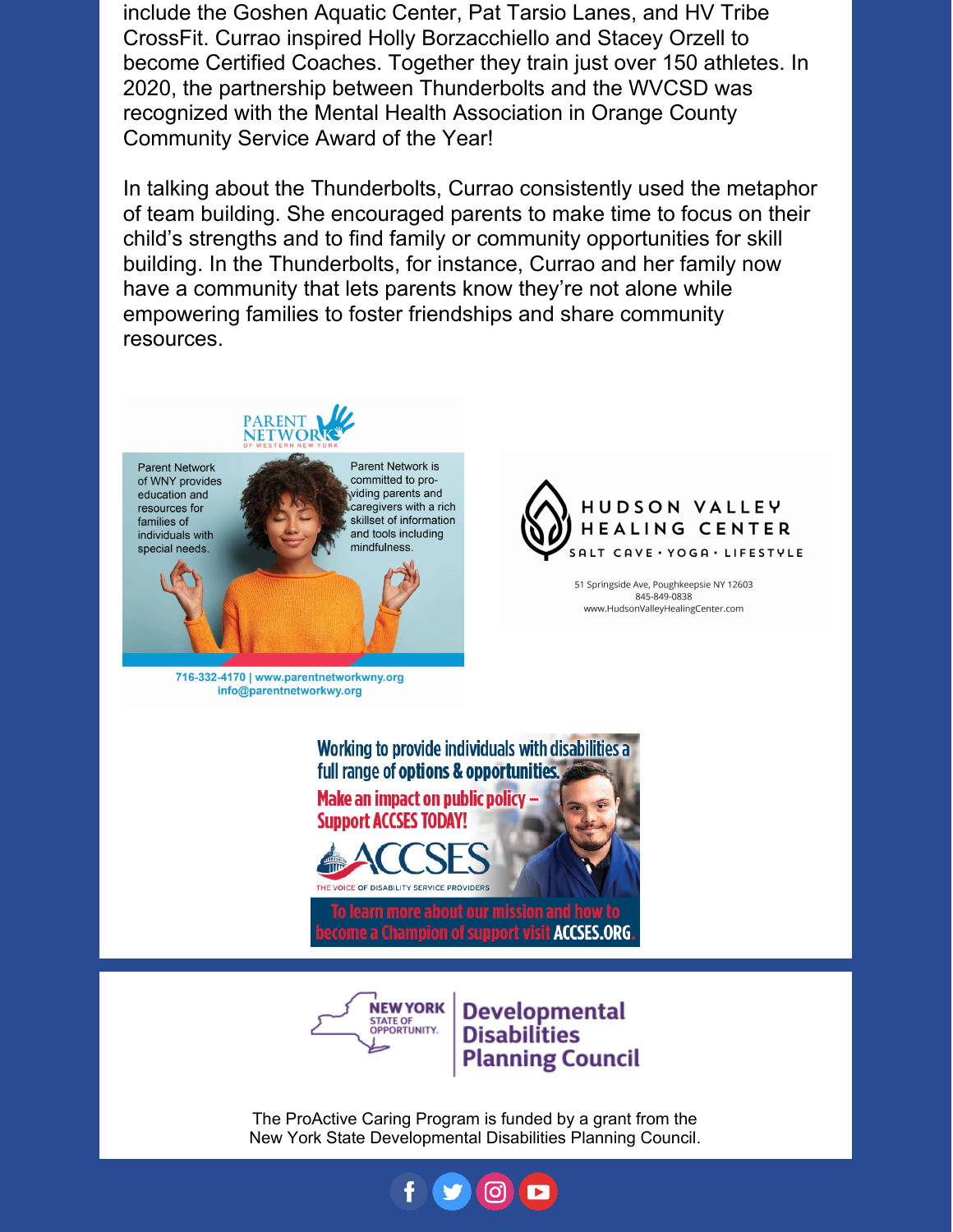include the Goshen Aquatic Center, Pat Tarsio Lanes, and HV Tribe CrossFit. Currao inspired Holly Borzacchiello and Stacey Orzell to become Certified Coaches. Together they train just over 150 athletes. In 2020, the partnership between Thunderbolts and the WVCSD was recognized with the Mental Health Association in Orange County Community Service Award of the Year!

In talking about the Thunderbolts, Currao consistently used the metaphor of team building. She encouraged parents to make time to focus on their child's strengths and to find family or community opportunities for skill building. In the Thunderbolts, for instance, Currao and her family now have a community that lets parents know they're not alone while empowering families to foster friendships and share community resources.

PARENT NETWORK OF WESTERN NEW YORK

Parent Network of WNY provides education and resources for families of individuals with special needs.

Parent Network is committed to providing parents and caregivers with a rich skillset of information and tools including mindfulness.

716-332-4170 | www.parentnetworkwny.org
info@parentnetworkwy.org

HUDSON VALLEY HEALING CENTER
SALT CAVE • YOGA • LIFESTYLE

51 Springside Ave, Poughkeepsie NY 12603
845-849-0838
www.HudsonValleyHealingCenter.com

Working to provide individuals with disabilities a full range of options & opportunities.

Make an impact on public policy – Support ACCSES TODAY!

ACCSES
THE VOICE OF DISABILITY SERVICE PROVIDERS

To learn more about our mission and how to become a Champion of support visit ACCSES.ORG.

NEW YORK STATE OF OPPORTUNITY. | Developmental Disabilities Planning Council

The ProActive Caring Program is funded by a grant from the New York State Developmental Disabilities Planning Council.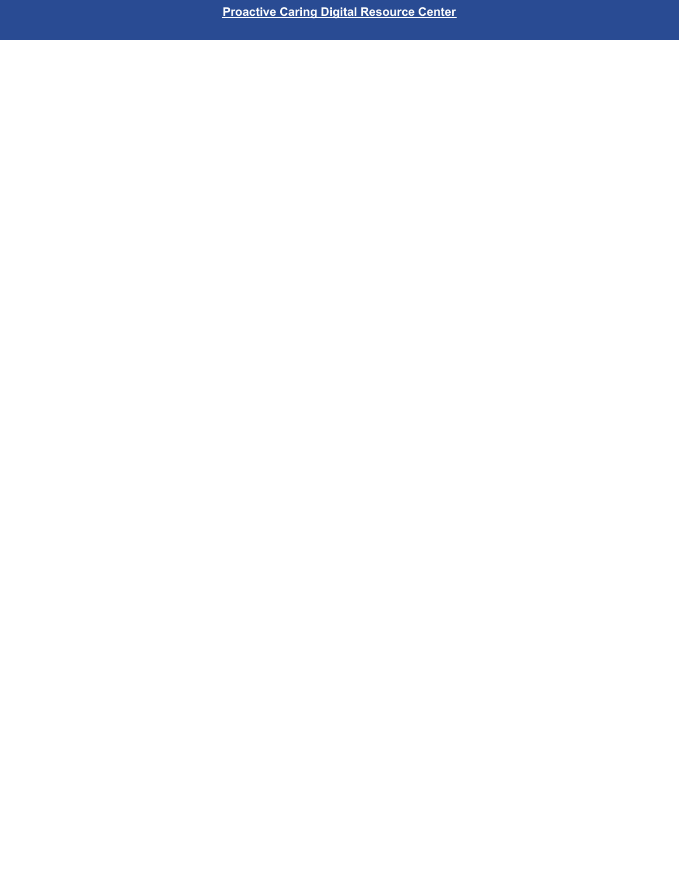**Proactive Caring Digital Resource Center**